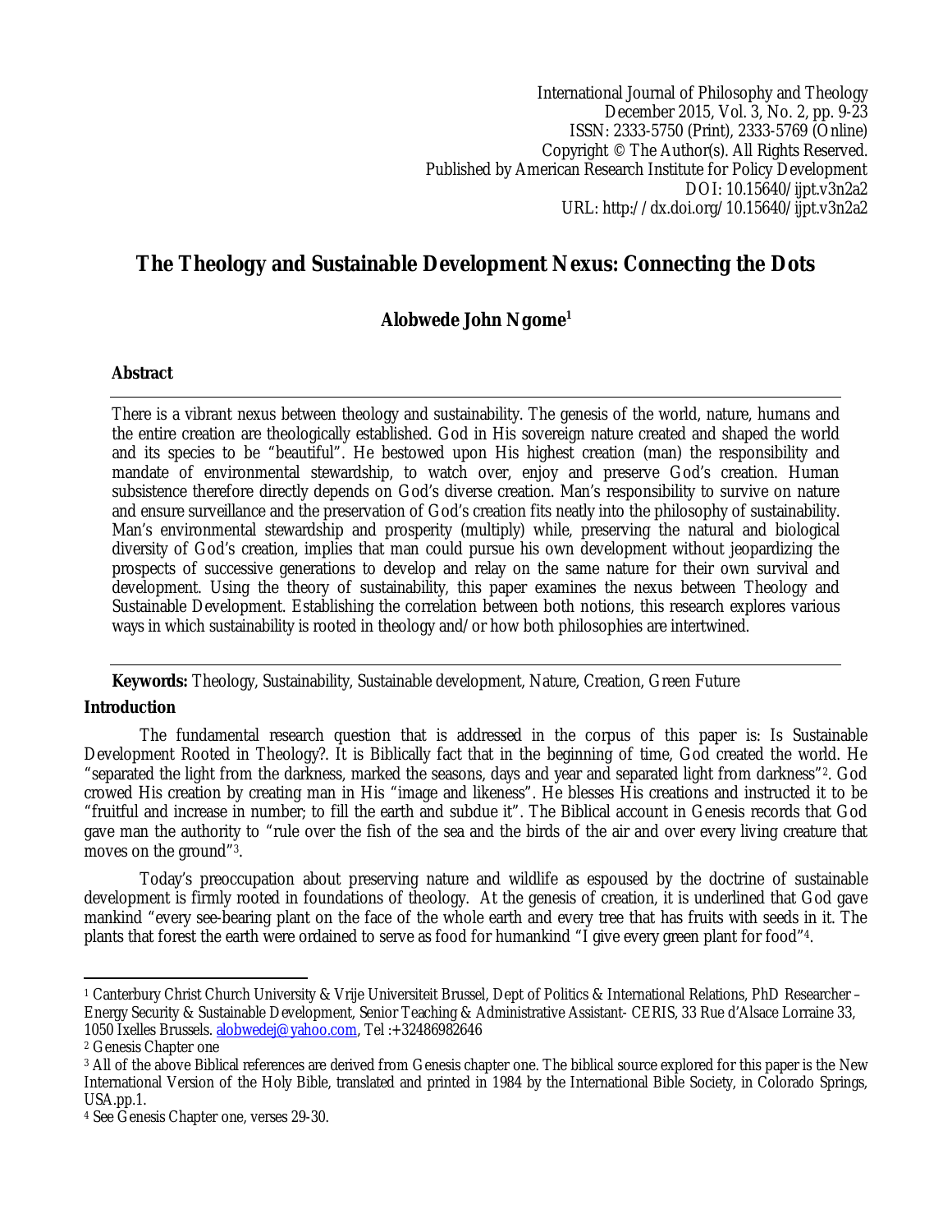International Journal of Philosophy and Theology
December 2015, Vol. 3, No. 2, pp. 9-23
ISSN: 2333-5750 (Print), 2333-5769 (Online)
Copyright © The Author(s). All Rights Reserved.
Published by American Research Institute for Policy Development
DOI: 10.15640/ijpt.v3n2a2
URL: http://dx.doi.org/10.15640/ijpt.v3n2a2

# The Theology and Sustainable Development Nexus: Connecting the Dots

**Alobwede John Ngome[1]**

## Abstract

There is a vibrant nexus between theology and sustainability. The genesis of the world, nature, humans and the entire creation are theologically established. God in His sovereign nature created and shaped the world and its species to be "beautiful". He bestowed upon His highest creation (man) the responsibility and mandate of environmental stewardship, to watch over, enjoy and preserve God's creation. Human subsistence therefore directly depends on God's diverse creation. Man's responsibility to survive on nature and ensure surveillance and the preservation of God's creation fits neatly into the philosophy of sustainability. Man's environmental stewardship and prosperity (multiply) while, preserving the natural and biological diversity of God's creation, implies that man could pursue his own development without jeopardizing the prospects of successive generations to develop and relay on the same nature for their own survival and development. Using the theory of sustainability, this paper examines the nexus between Theology and Sustainable Development. Establishing the correlation between both notions, this research explores various ways in which sustainability is rooted in theology and/or how both philosophies are intertwined.

**Keywords:** Theology, Sustainability, Sustainable development, Nature, Creation, Green Future

## Introduction

The fundamental research question that is addressed in the corpus of this paper is: Is Sustainable Development Rooted in Theology?. It is Biblically fact that in the beginning of time, God created the world. He "separated the light from the darkness, marked the seasons, days and year and separated light from darkness"[2]. God crowed His creation by creating man in His "image and likeness". He blesses His creations and instructed it to be "fruitful and increase in number; to fill the earth and subdue it". The Biblical account in Genesis records that God gave man the authority to "rule over the fish of the sea and the birds of the air and over every living creature that moves on the ground"[3].

Today's preoccupation about preserving nature and wildlife as espoused by the doctrine of sustainable development is firmly rooted in foundations of theology. At the genesis of creation, it is underlined that God gave mankind "every see-bearing plant on the face of the whole earth and every tree that has fruits with seeds in it. The plants that forest the earth were ordained to serve as food for humankind "I give every green plant for food"[4].

---

[1] Canterbury Christ Church University & Vrije Universiteit Brussel, Dept of Politics & International Relations, PhD Researcher – Energy Security & Sustainable Development, Senior Teaching & Administrative Assistant- CERIS, 33 Rue d'Alsace Lorraine 33, 1050 Ixelles Brussels. alobwedej@yahoo.com, Tel :+32486982646

[2] Genesis Chapter one

[3] All of the above Biblical references are derived from Genesis chapter one. The biblical source explored for this paper is the New International Version of the Holy Bible, translated and printed in 1984 by the International Bible Society, in Colorado Springs, USA.pp.1.

[4] See Genesis Chapter one, verses 29-30.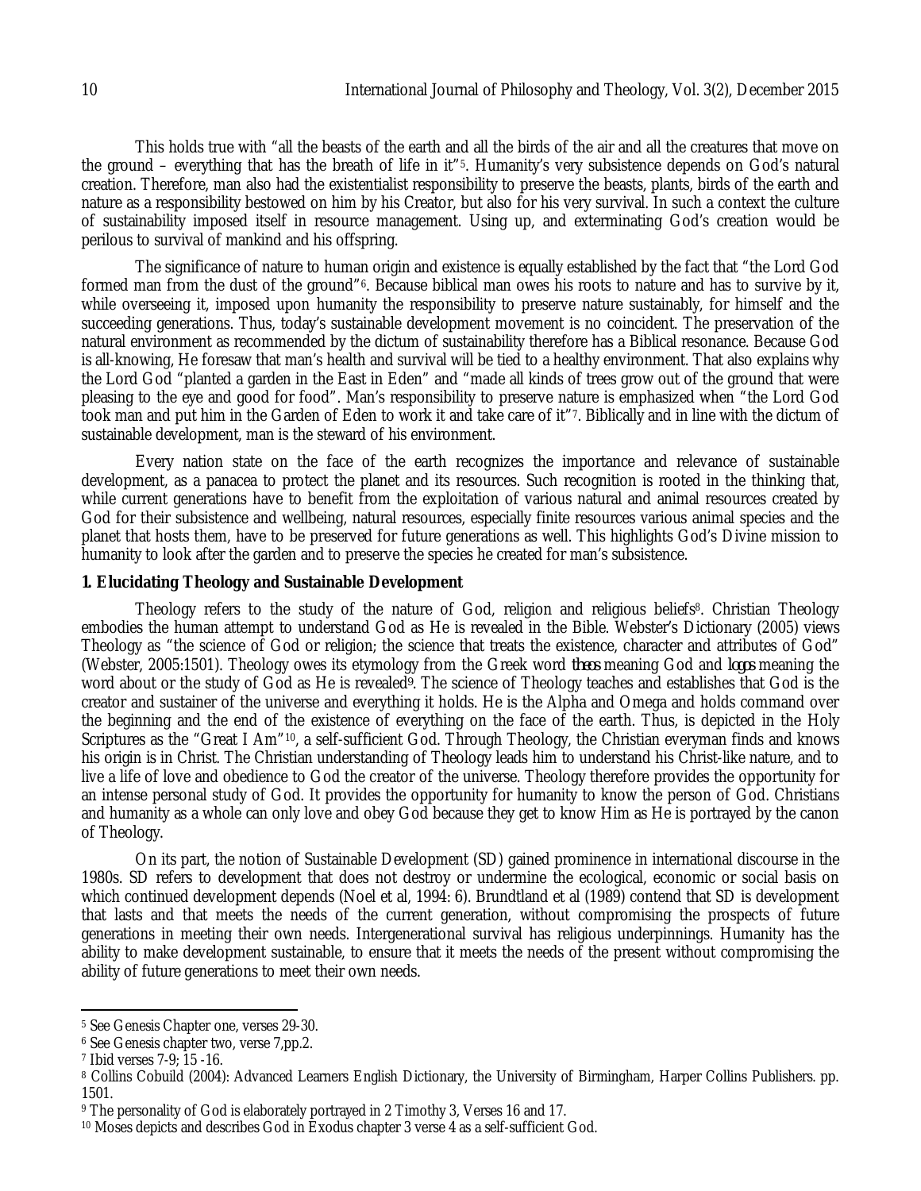This holds true with "all the beasts of the earth and all the birds of the air and all the creatures that move on the ground – everything that has the breath of life in it"[5]. Humanity's very subsistence depends on God's natural creation. Therefore, man also had the existentialist responsibility to preserve the beasts, plants, birds of the earth and nature as a responsibility bestowed on him by his Creator, but also for his very survival. In such a context the culture of sustainability imposed itself in resource management. Using up, and exterminating God's creation would be perilous to survival of mankind and his offspring.

The significance of nature to human origin and existence is equally established by the fact that "the Lord God formed man from the dust of the ground"[6]. Because biblical man owes his roots to nature and has to survive by it, while overseeing it, imposed upon humanity the responsibility to preserve nature sustainably, for himself and the succeeding generations. Thus, today's sustainable development movement is no coincident. The preservation of the natural environment as recommended by the dictum of sustainability therefore has a Biblical resonance. Because God is all-knowing, He foresaw that man's health and survival will be tied to a healthy environment. That also explains why the Lord God "planted a garden in the East in Eden" and "made all kinds of trees grow out of the ground that were pleasing to the eye and good for food". Man's responsibility to preserve nature is emphasized when "the Lord God took man and put him in the Garden of Eden to work it and take care of it"[7]. Biblically and in line with the dictum of sustainable development, man is the steward of his environment.

Every nation state on the face of the earth recognizes the importance and relevance of sustainable development, as a panacea to protect the planet and its resources. Such recognition is rooted in the thinking that, while current generations have to benefit from the exploitation of various natural and animal resources created by God for their subsistence and wellbeing, natural resources, especially finite resources various animal species and the planet that hosts them, have to be preserved for future generations as well. This highlights God's Divine mission to humanity to look after the garden and to preserve the species he created for man's subsistence.

**1. Elucidating Theology and Sustainable Development**

Theology refers to the study of the nature of God, religion and religious beliefs[8]. Christian Theology embodies the human attempt to understand God as He is revealed in the Bible. Webster's Dictionary (2005) views Theology as "the science of God or religion; the science that treats the existence, character and attributes of God" (Webster, 2005:1501). Theology owes its etymology from the Greek word *theos* meaning God and *logos* meaning the word about or the study of God as He is revealed[9]. The science of Theology teaches and establishes that God is the creator and sustainer of the universe and everything it holds. He is the Alpha and Omega and holds command over the beginning and the end of the existence of everything on the face of the earth. Thus, is depicted in the Holy Scriptures as the "Great I Am"[10], a self-sufficient God. Through Theology, the Christian everyman finds and knows his origin is in Christ. The Christian understanding of Theology leads him to understand his Christ-like nature, and to live a life of love and obedience to God the creator of the universe. Theology therefore provides the opportunity for an intense personal study of God. It provides the opportunity for humanity to know the person of God. Christians and humanity as a whole can only love and obey God because they get to know Him as He is portrayed by the canon of Theology.

On its part, the notion of Sustainable Development (SD) gained prominence in international discourse in the 1980s. SD refers to development that does not destroy or undermine the ecological, economic or social basis on which continued development depends (Noel et al, 1994: 6). Brundtland et al (1989) contend that SD is development that lasts and that meets the needs of the current generation, without compromising the prospects of future generations in meeting their own needs. Intergenerational survival has religious underpinnings. Humanity has the ability to make development sustainable, to ensure that it meets the needs of the present without compromising the ability of future generations to meet their own needs.

---

[5] See Genesis Chapter one, verses 29-30.

[6] See Genesis chapter two, verse 7,pp.2.

[7] Ibid verses 7-9; 15 -16.

[8] Collins Cobuild (2004): Advanced Learners English Dictionary, the University of Birmingham, Harper Collins Publishers. pp. 1501.

[9] The personality of God is elaborately portrayed in 2 Timothy 3, Verses 16 and 17.

[10] Moses depicts and describes God in Exodus chapter 3 verse 4 as a self-sufficient God.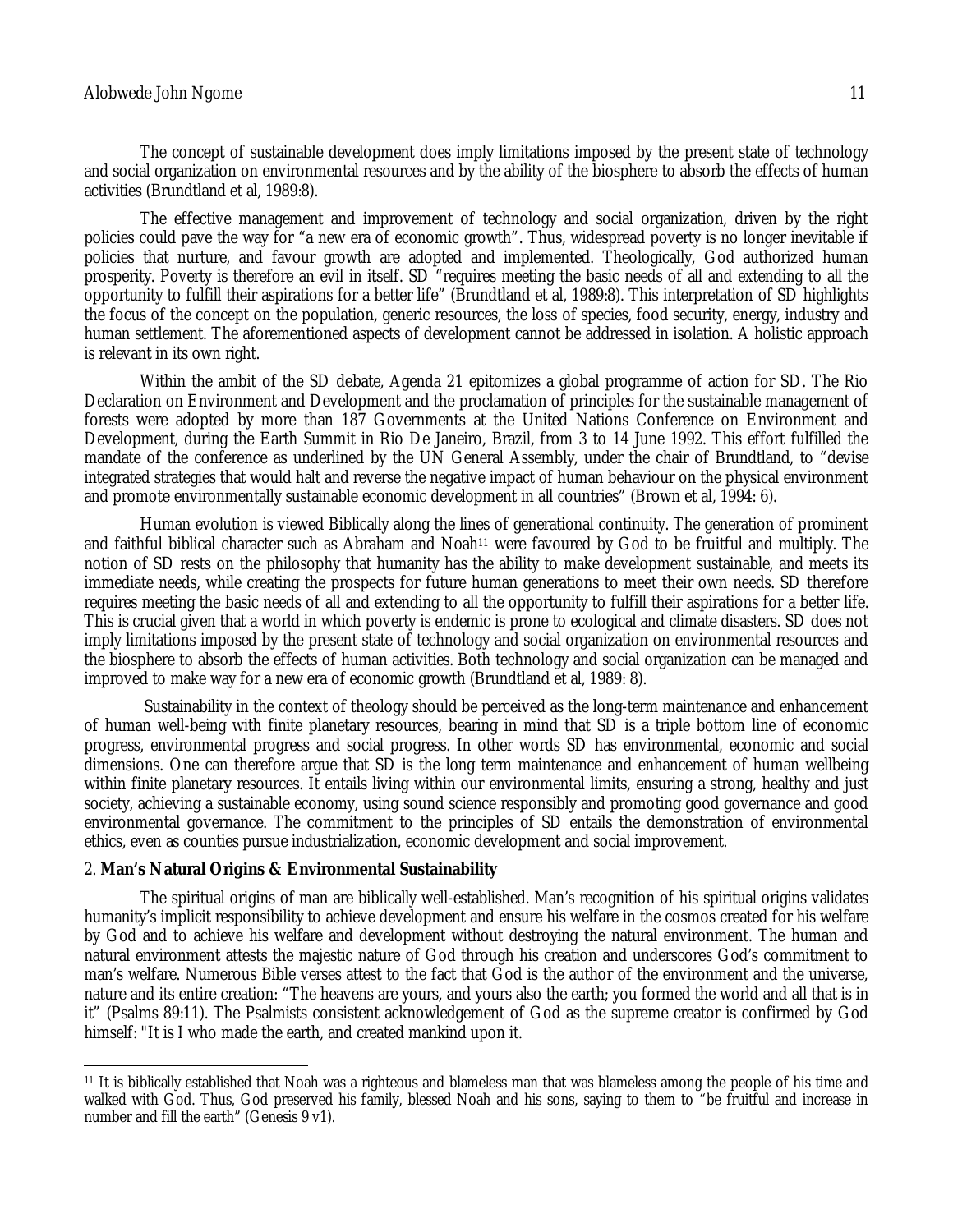The concept of sustainable development does imply limitations imposed by the present state of technology and social organization on environmental resources and by the ability of the biosphere to absorb the effects of human activities (Brundtland et al, 1989:8).

The effective management and improvement of technology and social organization, driven by the right policies could pave the way for "a new era of economic growth". Thus, widespread poverty is no longer inevitable if policies that nurture, and favour growth are adopted and implemented. Theologically, God authorized human prosperity. Poverty is therefore an evil in itself. SD "requires meeting the basic needs of all and extending to all the opportunity to fulfill their aspirations for a better life" (Brundtland et al, 1989:8). This interpretation of SD highlights the focus of the concept on the population, generic resources, the loss of species, food security, energy, industry and human settlement. The aforementioned aspects of development cannot be addressed in isolation. A holistic approach is relevant in its own right.

Within the ambit of the SD debate, Agenda 21 epitomizes a global programme of action for SD. The Rio Declaration on Environment and Development and the proclamation of principles for the sustainable management of forests were adopted by more than 187 Governments at the United Nations Conference on Environment and Development, during the Earth Summit in Rio De Janeiro, Brazil, from 3 to 14 June 1992. This effort fulfilled the mandate of the conference as underlined by the UN General Assembly, under the chair of Brundtland, to "devise integrated strategies that would halt and reverse the negative impact of human behaviour on the physical environment and promote environmentally sustainable economic development in all countries" (Brown et al, 1994: 6).

Human evolution is viewed Biblically along the lines of generational continuity. The generation of prominent and faithful biblical character such as Abraham and Noah[11] were favoured by God to be fruitful and multiply. The notion of SD rests on the philosophy that humanity has the ability to make development sustainable, and meets its immediate needs, while creating the prospects for future human generations to meet their own needs. SD therefore requires meeting the basic needs of all and extending to all the opportunity to fulfill their aspirations for a better life. This is crucial given that a world in which poverty is endemic is prone to ecological and climate disasters. SD does not imply limitations imposed by the present state of technology and social organization on environmental resources and the biosphere to absorb the effects of human activities. Both technology and social organization can be managed and improved to make way for a new era of economic growth (Brundtland et al, 1989: 8).

Sustainability in the context of theology should be perceived as the long-term maintenance and enhancement of human well-being with finite planetary resources, bearing in mind that SD is a triple bottom line of economic progress, environmental progress and social progress. In other words SD has environmental, economic and social dimensions. One can therefore argue that SD is the long term maintenance and enhancement of human wellbeing within finite planetary resources. It entails living within our environmental limits, ensuring a strong, healthy and just society, achieving a sustainable economy, using sound science responsibly and promoting good governance and good environmental governance. The commitment to the principles of SD entails the demonstration of environmental ethics, even as counties pursue industrialization, economic development and social improvement.

## 2. Man's Natural Origins & Environmental Sustainability

The spiritual origins of man are biblically well-established. Man's recognition of his spiritual origins validates humanity's implicit responsibility to achieve development and ensure his welfare in the cosmos created for his welfare by God and to achieve his welfare and development without destroying the natural environment. The human and natural environment attests the majestic nature of God through his creation and underscores God's commitment to man's welfare. Numerous Bible verses attest to the fact that God is the author of the environment and the universe, nature and its entire creation: "The heavens are yours, and yours also the earth; you formed the world and all that is in it" (Psalms 89:11). The Psalmists consistent acknowledgement of God as the supreme creator is confirmed by God himself: "It is I who made the earth, and created mankind upon it.

---

[11] It is biblically established that Noah was a righteous and blameless man that was blameless among the people of his time and walked with God. Thus, God preserved his family, blessed Noah and his sons, saying to them to "be fruitful and increase in number and fill the earth" (Genesis 9 v1).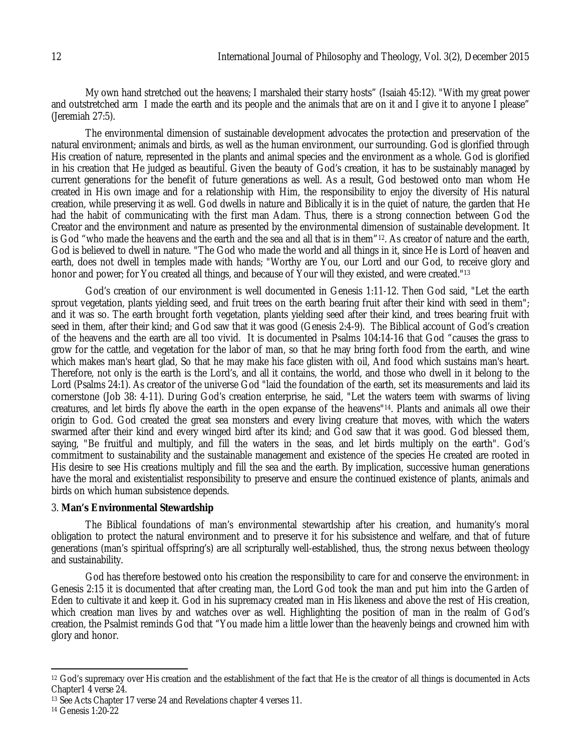My own hand stretched out the heavens; I marshaled their starry hosts" (Isaiah 45:12). "With my great power and outstretched arm I made the earth and its people and the animals that are on it and I give it to anyone I please" (Jeremiah 27:5).

The environmental dimension of sustainable development advocates the protection and preservation of the natural environment; animals and birds, as well as the human environment, our surrounding. God is glorified through His creation of nature, represented in the plants and animal species and the environment as a whole. God is glorified in his creation that He judged as beautiful. Given the beauty of God's creation, it has to be sustainably managed by current generations for the benefit of future generations as well. As a result, God bestowed onto man whom He created in His own image and for a relationship with Him, the responsibility to enjoy the diversity of His natural creation, while preserving it as well. God dwells in nature and Biblically it is in the quiet of nature, the garden that He had the habit of communicating with the first man Adam. Thus, there is a strong connection between God the Creator and the environment and nature as presented by the environmental dimension of sustainable development. It is God "who made the heavens and the earth and the sea and all that is in them"[12]. As creator of nature and the earth, God is believed to dwell in nature. "The God who made the world and all things in it, since He is Lord of heaven and earth, does not dwell in temples made with hands; "Worthy are You, our Lord and our God, to receive glory and honor and power; for You created all things, and because of Your will they existed, and were created."[13]

God's creation of our environment is well documented in Genesis 1:11-12. Then God said, "Let the earth sprout vegetation, plants yielding seed, and fruit trees on the earth bearing fruit after their kind with seed in them"; and it was so. The earth brought forth vegetation, plants yielding seed after their kind, and trees bearing fruit with seed in them, after their kind; and God saw that it was good (Genesis 2:4-9). The Biblical account of God's creation of the heavens and the earth are all too vivid. It is documented in Psalms 104:14-16 that God "causes the grass to grow for the cattle, and vegetation for the labor of man, so that he may bring forth food from the earth, and wine which makes man's heart glad, So that he may make his face glisten with oil, And food which sustains man's heart. Therefore, not only is the earth is the Lord's, and all it contains, the world, and those who dwell in it belong to the Lord (Psalms 24:1). As creator of the universe God "laid the foundation of the earth, set its measurements and laid its cornerstone (Job 38: 4-11). During God's creation enterprise, he said, "Let the waters teem with swarms of living creatures, and let birds fly above the earth in the open expanse of the heavens"[14]. Plants and animals all owe their origin to God. God created the great sea monsters and every living creature that moves, with which the waters swarmed after their kind and every winged bird after its kind; and God saw that it was good. God blessed them, saying, "Be fruitful and multiply, and fill the waters in the seas, and let birds multiply on the earth". God's commitment to sustainability and the sustainable management and existence of the species He created are rooted in His desire to see His creations multiply and fill the sea and the earth. By implication, successive human generations have the moral and existentialist responsibility to preserve and ensure the continued existence of plants, animals and birds on which human subsistence depends.

## 3. Man's Environmental Stewardship

The Biblical foundations of man's environmental stewardship after his creation, and humanity's moral obligation to protect the natural environment and to preserve it for his subsistence and welfare, and that of future generations (man's spiritual offspring's) are all scripturally well-established, thus, the strong nexus between theology and sustainability.

God has therefore bestowed onto his creation the responsibility to care for and conserve the environment: in Genesis 2:15 it is documented that after creating man, the Lord God took the man and put him into the Garden of Eden to cultivate it and keep it. God in his supremacy created man in His likeness and above the rest of His creation, which creation man lives by and watches over as well. Highlighting the position of man in the realm of God's creation, the Psalmist reminds God that "You made him a little lower than the heavenly beings and crowned him with glory and honor.

---

[12] God's supremacy over His creation and the establishment of the fact that He is the creator of all things is documented in Acts Chapter1 4 verse 24.

[13] See Acts Chapter 17 verse 24 and Revelations chapter 4 verses 11.

[14] Genesis 1:20-22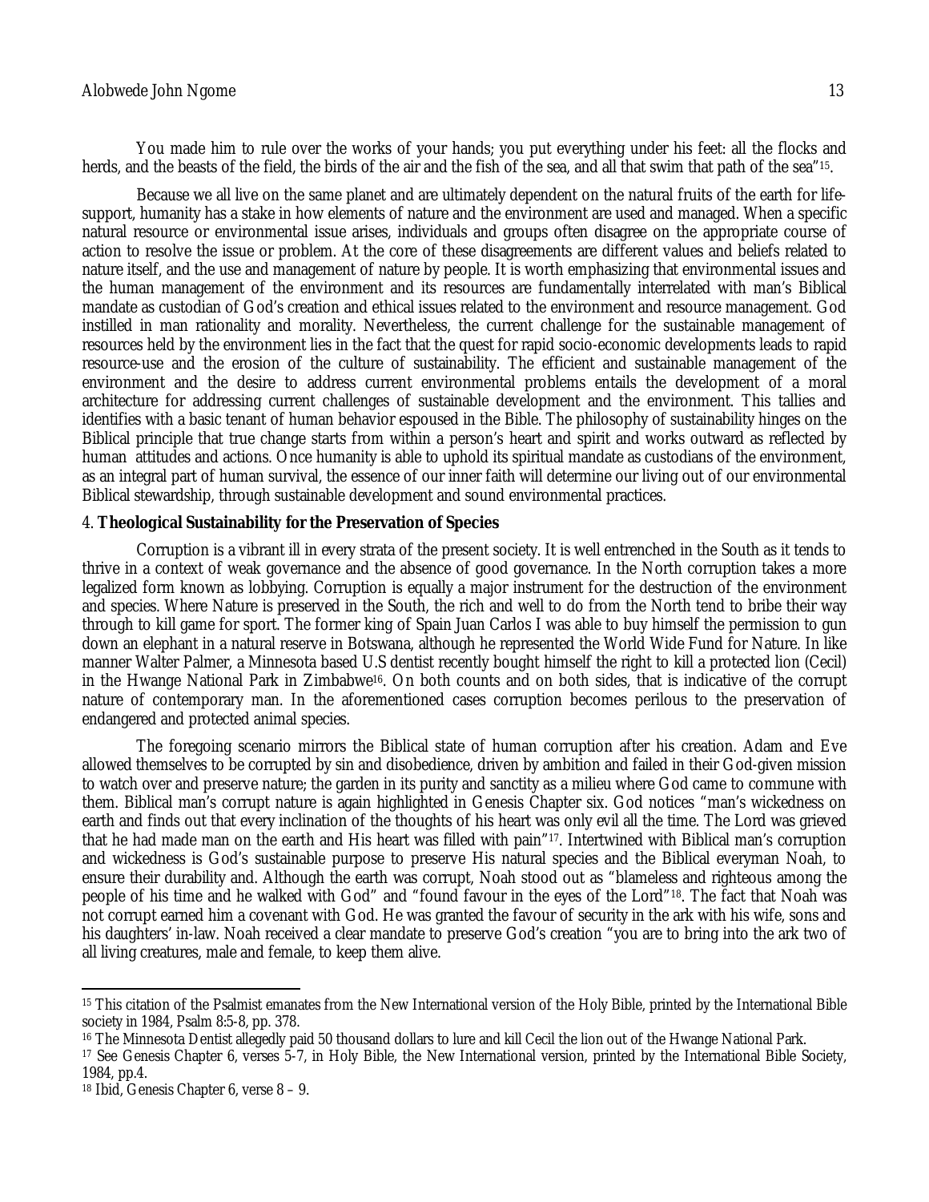You made him to rule over the works of your hands; you put everything under his feet: all the flocks and herds, and the beasts of the field, the birds of the air and the fish of the sea, and all that swim that path of the sea"[15].

Because we all live on the same planet and are ultimately dependent on the natural fruits of the earth for life-support, humanity has a stake in how elements of nature and the environment are used and managed. When a specific natural resource or environmental issue arises, individuals and groups often disagree on the appropriate course of action to resolve the issue or problem. At the core of these disagreements are different values and beliefs related to nature itself, and the use and management of nature by people. It is worth emphasizing that environmental issues and the human management of the environment and its resources are fundamentally interrelated with man's Biblical mandate as custodian of God's creation and ethical issues related to the environment and resource management. God instilled in man rationality and morality. Nevertheless, the current challenge for the sustainable management of resources held by the environment lies in the fact that the quest for rapid socio-economic developments leads to rapid resource-use and the erosion of the culture of sustainability. The efficient and sustainable management of the environment and the desire to address current environmental problems entails the development of a moral architecture for addressing current challenges of sustainable development and the environment. This tallies and identifies with a basic tenant of human behavior espoused in the Bible. The philosophy of sustainability hinges on the Biblical principle that true change starts from within a person's heart and spirit and works outward as reflected by human attitudes and actions. Once humanity is able to uphold its spiritual mandate as custodians of the environment, as an integral part of human survival, the essence of our inner faith will determine our living out of our environmental Biblical stewardship, through sustainable development and sound environmental practices.

## 4. **Theological Sustainability for the Preservation of Species**

Corruption is a vibrant ill in every strata of the present society. It is well entrenched in the South as it tends to thrive in a context of weak governance and the absence of good governance. In the North corruption takes a more legalized form known as lobbying. Corruption is equally a major instrument for the destruction of the environment and species. Where Nature is preserved in the South, the rich and well to do from the North tend to bribe their way through to kill game for sport. The former king of Spain Juan Carlos I was able to buy himself the permission to gun down an elephant in a natural reserve in Botswana, although he represented the World Wide Fund for Nature. In like manner Walter Palmer, a Minnesota based U.S dentist recently bought himself the right to kill a protected lion (Cecil) in the Hwange National Park in Zimbabwe[16]. On both counts and on both sides, that is indicative of the corrupt nature of contemporary man. In the aforementioned cases corruption becomes perilous to the preservation of endangered and protected animal species.

The foregoing scenario mirrors the Biblical state of human corruption after his creation. Adam and Eve allowed themselves to be corrupted by sin and disobedience, driven by ambition and failed in their God-given mission to watch over and preserve nature; the garden in its purity and sanctity as a milieu where God came to commune with them. Biblical man's corrupt nature is again highlighted in Genesis Chapter six. God notices "man's wickedness on earth and finds out that every inclination of the thoughts of his heart was only evil all the time. The Lord was grieved that he had made man on the earth and His heart was filled with pain"[17]. Intertwined with Biblical man's corruption and wickedness is God's sustainable purpose to preserve His natural species and the Biblical everyman Noah, to ensure their durability and. Although the earth was corrupt, Noah stood out as "blameless and righteous among the people of his time and he walked with God" and "found favour in the eyes of the Lord"[18]. The fact that Noah was not corrupt earned him a covenant with God. He was granted the favour of security in the ark with his wife, sons and his daughters' in-law. Noah received a clear mandate to preserve God's creation "you are to bring into the ark two of all living creatures, male and female, to keep them alive.

---

[15] This citation of the Psalmist emanates from the New International version of the Holy Bible, printed by the International Bible society in 1984, Psalm 8:5-8, pp. 378.

[16] The Minnesota Dentist allegedly paid 50 thousand dollars to lure and kill Cecil the lion out of the Hwange National Park.

[17] See Genesis Chapter 6, verses 5-7, in Holy Bible, the New International version, printed by the International Bible Society, 1984, pp.4.

[18] Ibid, Genesis Chapter 6, verse 8 – 9.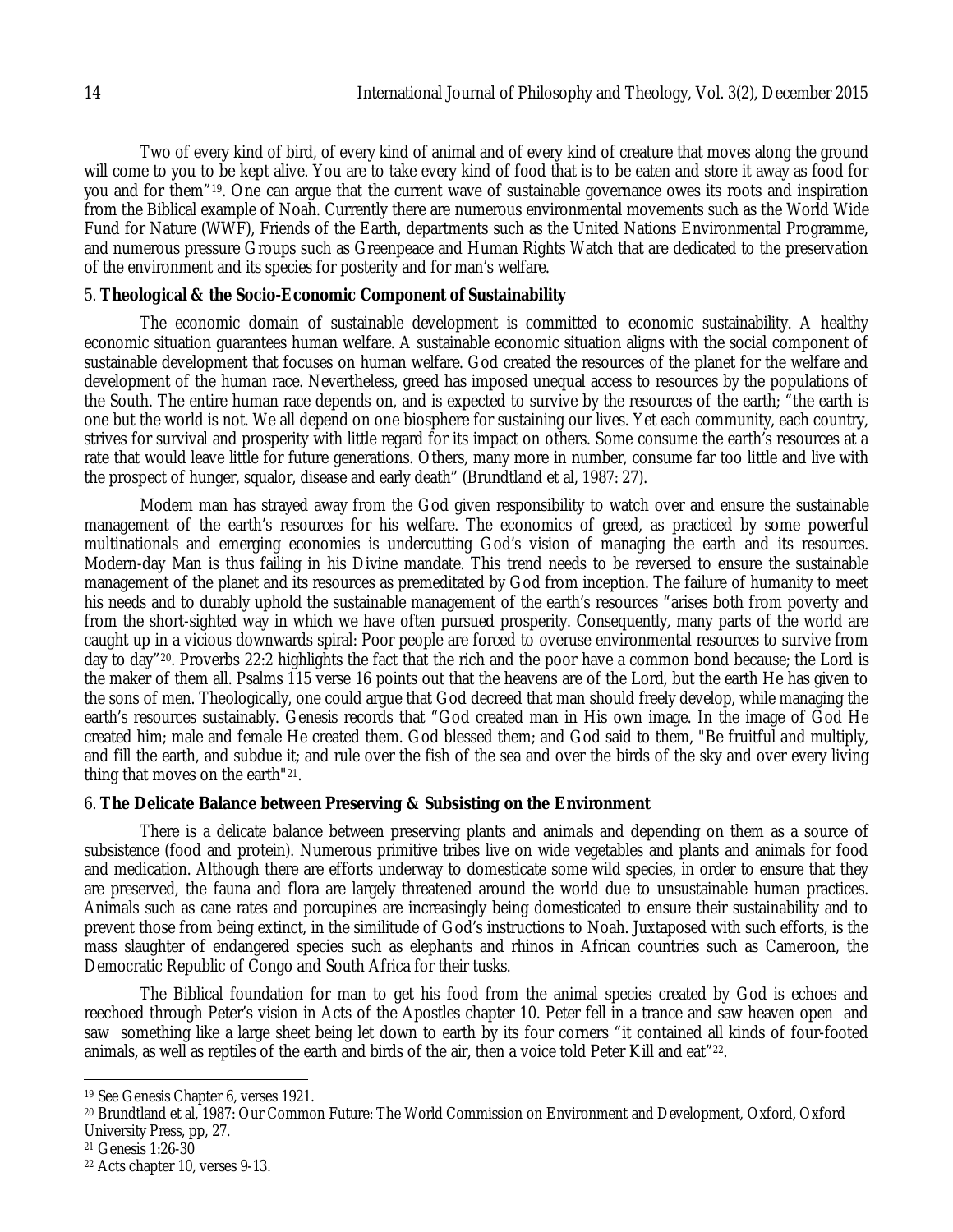Two of every kind of bird, of every kind of animal and of every kind of creature that moves along the ground will come to you to be kept alive. You are to take every kind of food that is to be eaten and store it away as food for you and for them"[19]. One can argue that the current wave of sustainable governance owes its roots and inspiration from the Biblical example of Noah. Currently there are numerous environmental movements such as the World Wide Fund for Nature (WWF), Friends of the Earth, departments such as the United Nations Environmental Programme, and numerous pressure Groups such as Greenpeace and Human Rights Watch that are dedicated to the preservation of the environment and its species for posterity and for man's welfare.

## 5. Theological & the Socio-Economic Component of Sustainability

The economic domain of sustainable development is committed to economic sustainability. A healthy economic situation guarantees human welfare. A sustainable economic situation aligns with the social component of sustainable development that focuses on human welfare. God created the resources of the planet for the welfare and development of the human race. Nevertheless, greed has imposed unequal access to resources by the populations of the South. The entire human race depends on, and is expected to survive by the resources of the earth; "the earth is one but the world is not. We all depend on one biosphere for sustaining our lives. Yet each community, each country, strives for survival and prosperity with little regard for its impact on others. Some consume the earth's resources at a rate that would leave little for future generations. Others, many more in number, consume far too little and live with the prospect of hunger, squalor, disease and early death" (Brundtland et al, 1987: 27).

Modern man has strayed away from the God given responsibility to watch over and ensure the sustainable management of the earth's resources for his welfare. The economics of greed, as practiced by some powerful multinationals and emerging economies is undercutting God's vision of managing the earth and its resources. Modern-day Man is thus failing in his Divine mandate. This trend needs to be reversed to ensure the sustainable management of the planet and its resources as premeditated by God from inception. The failure of humanity to meet his needs and to durably uphold the sustainable management of the earth's resources "arises both from poverty and from the short-sighted way in which we have often pursued prosperity. Consequently, many parts of the world are caught up in a vicious downwards spiral: Poor people are forced to overuse environmental resources to survive from day to day"[20]. Proverbs 22:2 highlights the fact that the rich and the poor have a common bond because; the Lord is the maker of them all. Psalms 115 verse 16 points out that the heavens are of the Lord, but the earth He has given to the sons of men. Theologically, one could argue that God decreed that man should freely develop, while managing the earth's resources sustainably. Genesis records that "God created man in His own image. In the image of God He created him; male and female He created them. God blessed them; and God said to them, "Be fruitful and multiply, and fill the earth, and subdue it; and rule over the fish of the sea and over the birds of the sky and over every living thing that moves on the earth"[21].

## 6. The Delicate Balance between Preserving & Subsisting on the Environment

There is a delicate balance between preserving plants and animals and depending on them as a source of subsistence (food and protein). Numerous primitive tribes live on wide vegetables and plants and animals for food and medication. Although there are efforts underway to domesticate some wild species, in order to ensure that they are preserved, the fauna and flora are largely threatened around the world due to unsustainable human practices. Animals such as cane rates and porcupines are increasingly being domesticated to ensure their sustainability and to prevent those from being extinct, in the similitude of God's instructions to Noah. Juxtaposed with such efforts, is the mass slaughter of endangered species such as elephants and rhinos in African countries such as Cameroon, the Democratic Republic of Congo and South Africa for their tusks.

The Biblical foundation for man to get his food from the animal species created by God is echoes and reechoed through Peter's vision in Acts of the Apostles chapter 10. Peter fell in a trance and saw heaven open and saw something like a large sheet being let down to earth by its four corners "it contained all kinds of four-footed animals, as well as reptiles of the earth and birds of the air, then a voice told Peter Kill and eat"[22].

---

[19] See Genesis Chapter 6, verses 1921.

[20] Brundtland et al, 1987: Our Common Future: The World Commission on Environment and Development, Oxford, Oxford University Press, pp, 27.

[21] Genesis 1:26-30

[22] Acts chapter 10, verses 9-13.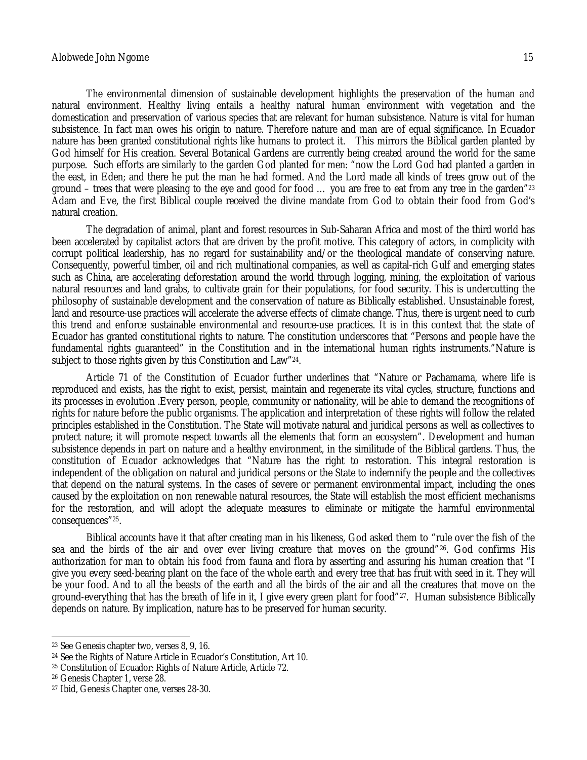The environmental dimension of sustainable development highlights the preservation of the human and natural environment. Healthy living entails a healthy natural human environment with vegetation and the domestication and preservation of various species that are relevant for human subsistence. Nature is vital for human subsistence. In fact man owes his origin to nature. Therefore nature and man are of equal significance. In Ecuador nature has been granted constitutional rights like humans to protect it. This mirrors the Biblical garden planted by God himself for His creation. Several Botanical Gardens are currently being created around the world for the same purpose. Such efforts are similarly to the garden God planted for men: "now the Lord God had planted a garden in the east, in Eden; and there he put the man he had formed. And the Lord made all kinds of trees grow out of the ground – trees that were pleasing to the eye and good for food … you are free to eat from any tree in the garden"[23] Adam and Eve, the first Biblical couple received the divine mandate from God to obtain their food from God's natural creation.

The degradation of animal, plant and forest resources in Sub-Saharan Africa and most of the third world has been accelerated by capitalist actors that are driven by the profit motive. This category of actors, in complicity with corrupt political leadership, has no regard for sustainability and/or the theological mandate of conserving nature. Consequently, powerful timber, oil and rich multinational companies, as well as capital-rich Gulf and emerging states such as China, are accelerating deforestation around the world through logging, mining, the exploitation of various natural resources and land grabs, to cultivate grain for their populations, for food security. This is undercutting the philosophy of sustainable development and the conservation of nature as Biblically established. Unsustainable forest, land and resource-use practices will accelerate the adverse effects of climate change. Thus, there is urgent need to curb this trend and enforce sustainable environmental and resource-use practices. It is in this context that the state of Ecuador has granted constitutional rights to nature. The constitution underscores that "Persons and people have the fundamental rights guaranteed" in the Constitution and in the international human rights instruments."Nature is subject to those rights given by this Constitution and Law"[24].

Article 71 of the Constitution of Ecuador further underlines that "Nature or Pachamama, where life is reproduced and exists, has the right to exist, persist, maintain and regenerate its vital cycles, structure, functions and its processes in evolution .Every person, people, community or nationality, will be able to demand the recognitions of rights for nature before the public organisms. The application and interpretation of these rights will follow the related principles established in the Constitution. The State will motivate natural and juridical persons as well as collectives to protect nature; it will promote respect towards all the elements that form an ecosystem". Development and human subsistence depends in part on nature and a healthy environment, in the similitude of the Biblical gardens. Thus, the constitution of Ecuador acknowledges that "Nature has the right to restoration. This integral restoration is independent of the obligation on natural and juridical persons or the State to indemnify the people and the collectives that depend on the natural systems. In the cases of severe or permanent environmental impact, including the ones caused by the exploitation on non renewable natural resources, the State will establish the most efficient mechanisms for the restoration, and will adopt the adequate measures to eliminate or mitigate the harmful environmental consequences"[25].

Biblical accounts have it that after creating man in his likeness, God asked them to "rule over the fish of the sea and the birds of the air and over ever living creature that moves on the ground"[26]. God confirms His authorization for man to obtain his food from fauna and flora by asserting and assuring his human creation that "I give you every seed-bearing plant on the face of the whole earth and every tree that has fruit with seed in it. They will be your food. And to all the beasts of the earth and all the birds of the air and all the creatures that move on the ground-everything that has the breath of life in it, I give every green plant for food"[27]. Human subsistence Biblically depends on nature. By implication, nature has to be preserved for human security.

---

[23] See Genesis chapter two, verses 8, 9, 16.

[24] See the Rights of Nature Article in Ecuador's Constitution, Art 10.

[25] Constitution of Ecuador: Rights of Nature Article, Article 72.

[26] Genesis Chapter 1, verse 28.

[27] Ibid, Genesis Chapter one, verses 28-30.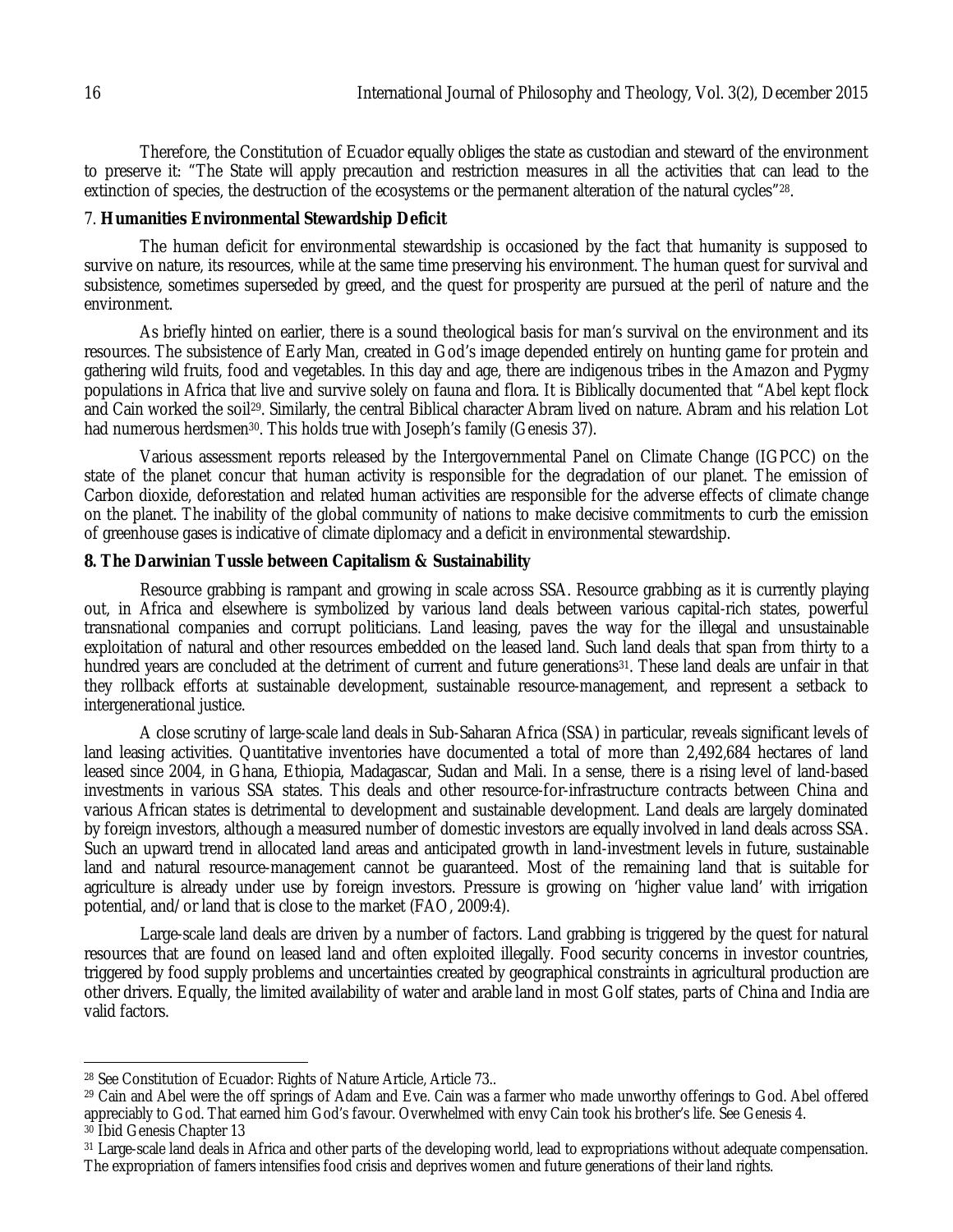Therefore, the Constitution of Ecuador equally obliges the state as custodian and steward of the environment to preserve it: "The State will apply precaution and restriction measures in all the activities that can lead to the extinction of species, the destruction of the ecosystems or the permanent alteration of the natural cycles"[28].

## 7. **Humanities Environmental Stewardship Deficit**

The human deficit for environmental stewardship is occasioned by the fact that humanity is supposed to survive on nature, its resources, while at the same time preserving his environment. The human quest for survival and subsistence, sometimes superseded by greed, and the quest for prosperity are pursued at the peril of nature and the environment.

As briefly hinted on earlier, there is a sound theological basis for man's survival on the environment and its resources. The subsistence of Early Man, created in God's image depended entirely on hunting game for protein and gathering wild fruits, food and vegetables. In this day and age, there are indigenous tribes in the Amazon and Pygmy populations in Africa that live and survive solely on fauna and flora. It is Biblically documented that "Abel kept flock and Cain worked the soil[29]. Similarly, the central Biblical character Abram lived on nature. Abram and his relation Lot had numerous herdsmen[30]. This holds true with Joseph's family (Genesis 37).

Various assessment reports released by the Intergovernmental Panel on Climate Change (IGPCC) on the state of the planet concur that human activity is responsible for the degradation of our planet. The emission of Carbon dioxide, deforestation and related human activities are responsible for the adverse effects of climate change on the planet. The inability of the global community of nations to make decisive commitments to curb the emission of greenhouse gases is indicative of climate diplomacy and a deficit in environmental stewardship.

## **8. The Darwinian Tussle between Capitalism & Sustainability**

Resource grabbing is rampant and growing in scale across SSA. Resource grabbing as it is currently playing out, in Africa and elsewhere is symbolized by various land deals between various capital-rich states, powerful transnational companies and corrupt politicians. Land leasing, paves the way for the illegal and unsustainable exploitation of natural and other resources embedded on the leased land. Such land deals that span from thirty to a hundred years are concluded at the detriment of current and future generations[31]. These land deals are unfair in that they rollback efforts at sustainable development, sustainable resource-management, and represent a setback to intergenerational justice.

A close scrutiny of large-scale land deals in Sub-Saharan Africa (SSA) in particular, reveals significant levels of land leasing activities. Quantitative inventories have documented a total of more than 2,492,684 hectares of land leased since 2004, in Ghana, Ethiopia, Madagascar, Sudan and Mali. In a sense, there is a rising level of land-based investments in various SSA states. This deals and other resource-for-infrastructure contracts between China and various African states is detrimental to development and sustainable development. Land deals are largely dominated by foreign investors, although a measured number of domestic investors are equally involved in land deals across SSA. Such an upward trend in allocated land areas and anticipated growth in land-investment levels in future, sustainable land and natural resource-management cannot be guaranteed. Most of the remaining land that is suitable for agriculture is already under use by foreign investors. Pressure is growing on 'higher value land' with irrigation potential, and/or land that is close to the market (FAO, 2009:4).

Large-scale land deals are driven by a number of factors. Land grabbing is triggered by the quest for natural resources that are found on leased land and often exploited illegally. Food security concerns in investor countries, triggered by food supply problems and uncertainties created by geographical constraints in agricultural production are other drivers. Equally, the limited availability of water and arable land in most Golf states, parts of China and India are valid factors.

---

[28] See Constitution of Ecuador: Rights of Nature Article, Article 73..

[29] Cain and Abel were the off springs of Adam and Eve. Cain was a farmer who made unworthy offerings to God. Abel offered appreciably to God. That earned him God's favour. Overwhelmed with envy Cain took his brother's life. See Genesis 4.

[30] Ibid Genesis Chapter 13

[31] Large-scale land deals in Africa and other parts of the developing world, lead to expropriations without adequate compensation. The expropriation of famers intensifies food crisis and deprives women and future generations of their land rights.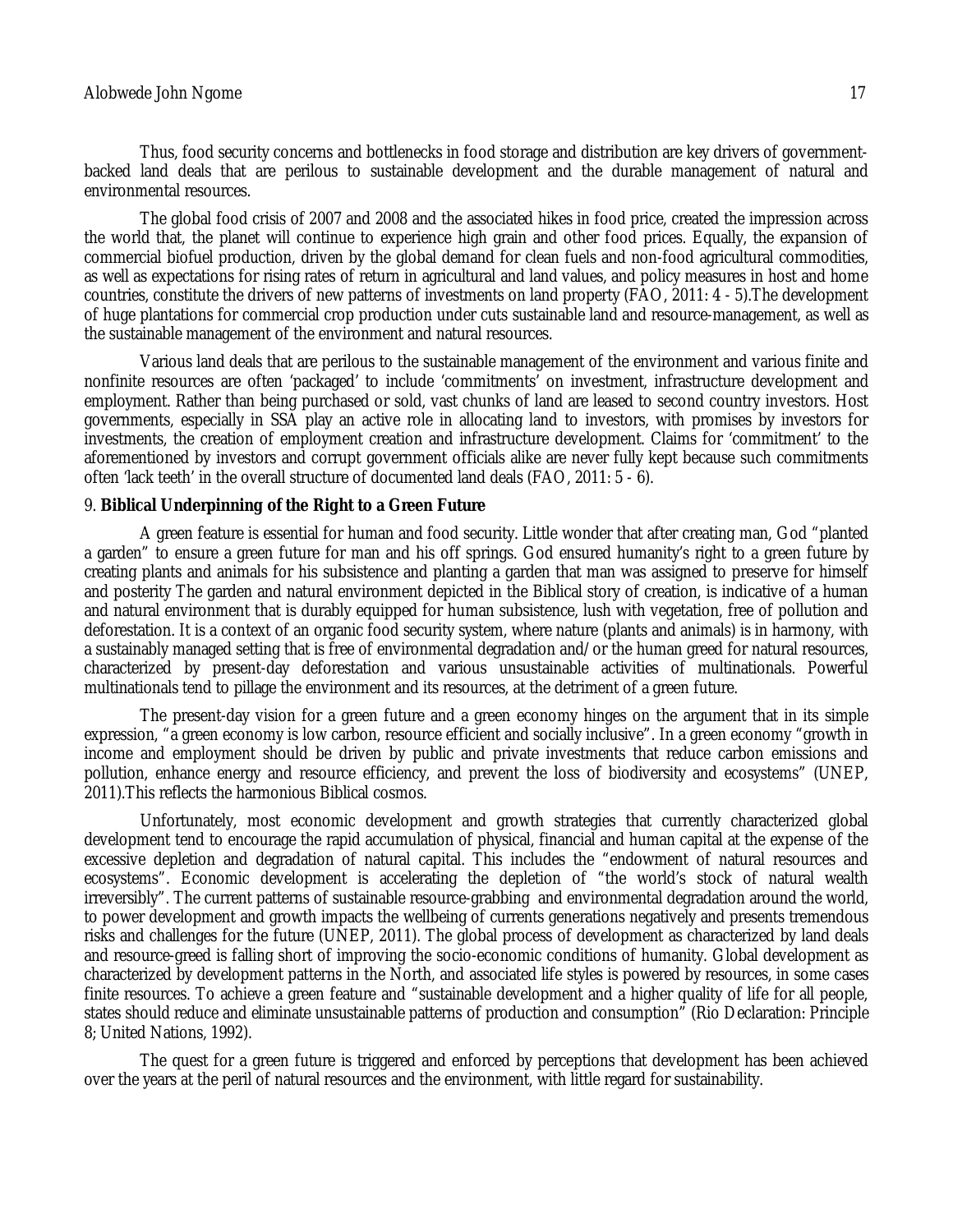Thus, food security concerns and bottlenecks in food storage and distribution are key drivers of government-backed land deals that are perilous to sustainable development and the durable management of natural and environmental resources.

The global food crisis of 2007 and 2008 and the associated hikes in food price, created the impression across the world that, the planet will continue to experience high grain and other food prices. Equally, the expansion of commercial biofuel production, driven by the global demand for clean fuels and non-food agricultural commodities, as well as expectations for rising rates of return in agricultural and land values, and policy measures in host and home countries, constitute the drivers of new patterns of investments on land property (FAO, 2011: 4 - 5).The development of huge plantations for commercial crop production under cuts sustainable land and resource-management, as well as the sustainable management of the environment and natural resources.

Various land deals that are perilous to the sustainable management of the environment and various finite and nonfinite resources are often 'packaged' to include 'commitments' on investment, infrastructure development and employment. Rather than being purchased or sold, vast chunks of land are leased to second country investors. Host governments, especially in SSA play an active role in allocating land to investors, with promises by investors for investments, the creation of employment creation and infrastructure development. Claims for 'commitment' to the aforementioned by investors and corrupt government officials alike are never fully kept because such commitments often 'lack teeth' in the overall structure of documented land deals (FAO, 2011: 5 - 6).

## 9. **Biblical Underpinning of the Right to a Green Future**

A green feature is essential for human and food security. Little wonder that after creating man, God "planted a garden" to ensure a green future for man and his off springs. God ensured humanity's right to a green future by creating plants and animals for his subsistence and planting a garden that man was assigned to preserve for himself and posterity The garden and natural environment depicted in the Biblical story of creation, is indicative of a human and natural environment that is durably equipped for human subsistence, lush with vegetation, free of pollution and deforestation. It is a context of an organic food security system, where nature (plants and animals) is in harmony, with a sustainably managed setting that is free of environmental degradation and/or the human greed for natural resources, characterized by present-day deforestation and various unsustainable activities of multinationals. Powerful multinationals tend to pillage the environment and its resources, at the detriment of a green future.

The present-day vision for a green future and a green economy hinges on the argument that in its simple expression, "a green economy is low carbon, resource efficient and socially inclusive". In a green economy "growth in income and employment should be driven by public and private investments that reduce carbon emissions and pollution, enhance energy and resource efficiency, and prevent the loss of biodiversity and ecosystems" (UNEP, 2011).This reflects the harmonious Biblical cosmos.

Unfortunately, most economic development and growth strategies that currently characterized global development tend to encourage the rapid accumulation of physical, financial and human capital at the expense of the excessive depletion and degradation of natural capital. This includes the "endowment of natural resources and ecosystems". Economic development is accelerating the depletion of "the world's stock of natural wealth irreversibly". The current patterns of sustainable resource-grabbing and environmental degradation around the world, to power development and growth impacts the wellbeing of currents generations negatively and presents tremendous risks and challenges for the future (UNEP, 2011). The global process of development as characterized by land deals and resource-greed is falling short of improving the socio-economic conditions of humanity. Global development as characterized by development patterns in the North, and associated life styles is powered by resources, in some cases finite resources. To achieve a green feature and "sustainable development and a higher quality of life for all people, states should reduce and eliminate unsustainable patterns of production and consumption" (Rio Declaration: Principle 8; United Nations, 1992).

The quest for a green future is triggered and enforced by perceptions that development has been achieved over the years at the peril of natural resources and the environment, with little regard for sustainability.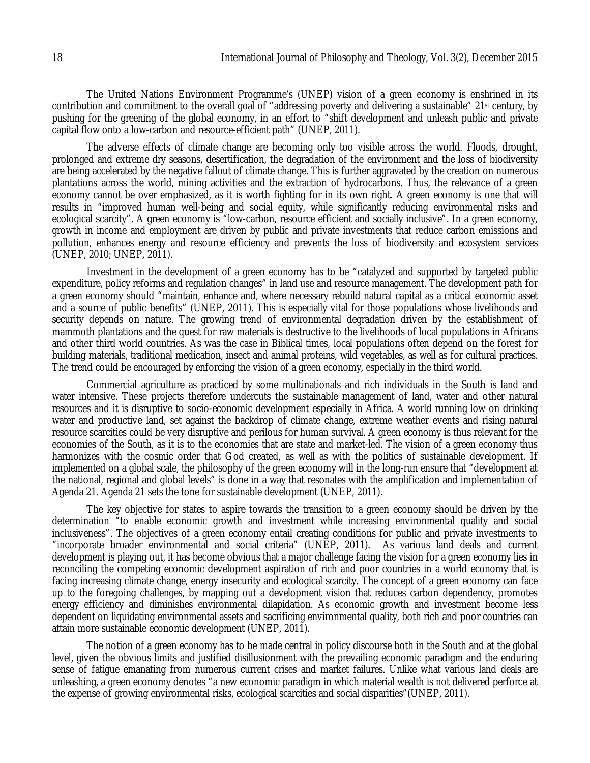The United Nations Environment Programme's (UNEP) vision of a green economy is enshrined in its contribution and commitment to the overall goal of "addressing poverty and delivering a sustainable" 21st century, by pushing for the greening of the global economy, in an effort to "shift development and unleash public and private capital flow onto a low-carbon and resource-efficient path" (UNEP, 2011).

The adverse effects of climate change are becoming only too visible across the world. Floods, drought, prolonged and extreme dry seasons, desertification, the degradation of the environment and the loss of biodiversity are being accelerated by the negative fallout of climate change. This is further aggravated by the creation on numerous plantations across the world, mining activities and the extraction of hydrocarbons. Thus, the relevance of a green economy cannot be over emphasized, as it is worth fighting for in its own right. A green economy is one that will results in "improved human well-being and social equity, while significantly reducing environmental risks and ecological scarcity". A green economy is "low-carbon, resource efficient and socially inclusive". In a green economy, growth in income and employment are driven by public and private investments that reduce carbon emissions and pollution, enhances energy and resource efficiency and prevents the loss of biodiversity and ecosystem services (UNEP, 2010; UNEP, 2011).

Investment in the development of a green economy has to be "catalyzed and supported by targeted public expenditure, policy reforms and regulation changes" in land use and resource management. The development path for a green economy should "maintain, enhance and, where necessary rebuild natural capital as a critical economic asset and a source of public benefits" (UNEP, 2011). This is especially vital for those populations whose livelihoods and security depends on nature. The growing trend of environmental degradation driven by the establishment of mammoth plantations and the quest for raw materials is destructive to the livelihoods of local populations in Africans and other third world countries. As was the case in Biblical times, local populations often depend on the forest for building materials, traditional medication, insect and animal proteins, wild vegetables, as well as for cultural practices. The trend could be encouraged by enforcing the vision of a green economy, especially in the third world.

Commercial agriculture as practiced by some multinationals and rich individuals in the South is land and water intensive. These projects therefore undercuts the sustainable management of land, water and other natural resources and it is disruptive to socio-economic development especially in Africa. A world running low on drinking water and productive land, set against the backdrop of climate change, extreme weather events and rising natural resource scarcities could be very disruptive and perilous for human survival. A green economy is thus relevant for the economies of the South, as it is to the economies that are state and market-led. The vision of a green economy thus harmonizes with the cosmic order that God created, as well as with the politics of sustainable development. If implemented on a global scale, the philosophy of the green economy will in the long-run ensure that "development at the national, regional and global levels" is done in a way that resonates with the amplification and implementation of Agenda 21. Agenda 21 sets the tone for sustainable development (UNEP, 2011).

The key objective for states to aspire towards the transition to a green economy should be driven by the determination "to enable economic growth and investment while increasing environmental quality and social inclusiveness". The objectives of a green economy entail creating conditions for public and private investments to "incorporate broader environmental and social criteria" (UNEP, 2011). As various land deals and current development is playing out, it has become obvious that a major challenge facing the vision for a green economy lies in reconciling the competing economic development aspiration of rich and poor countries in a world economy that is facing increasing climate change, energy insecurity and ecological scarcity. The concept of a green economy can face up to the foregoing challenges, by mapping out a development vision that reduces carbon dependency, promotes energy efficiency and diminishes environmental dilapidation. As economic growth and investment become less dependent on liquidating environmental assets and sacrificing environmental quality, both rich and poor countries can attain more sustainable economic development (UNEP, 2011).

The notion of a green economy has to be made central in policy discourse both in the South and at the global level, given the obvious limits and justified disillusionment with the prevailing economic paradigm and the enduring sense of fatigue emanating from numerous current crises and market failures. Unlike what various land deals are unleashing, a green economy denotes "a new economic paradigm in which material wealth is not delivered perforce at the expense of growing environmental risks, ecological scarcities and social disparities"(UNEP, 2011).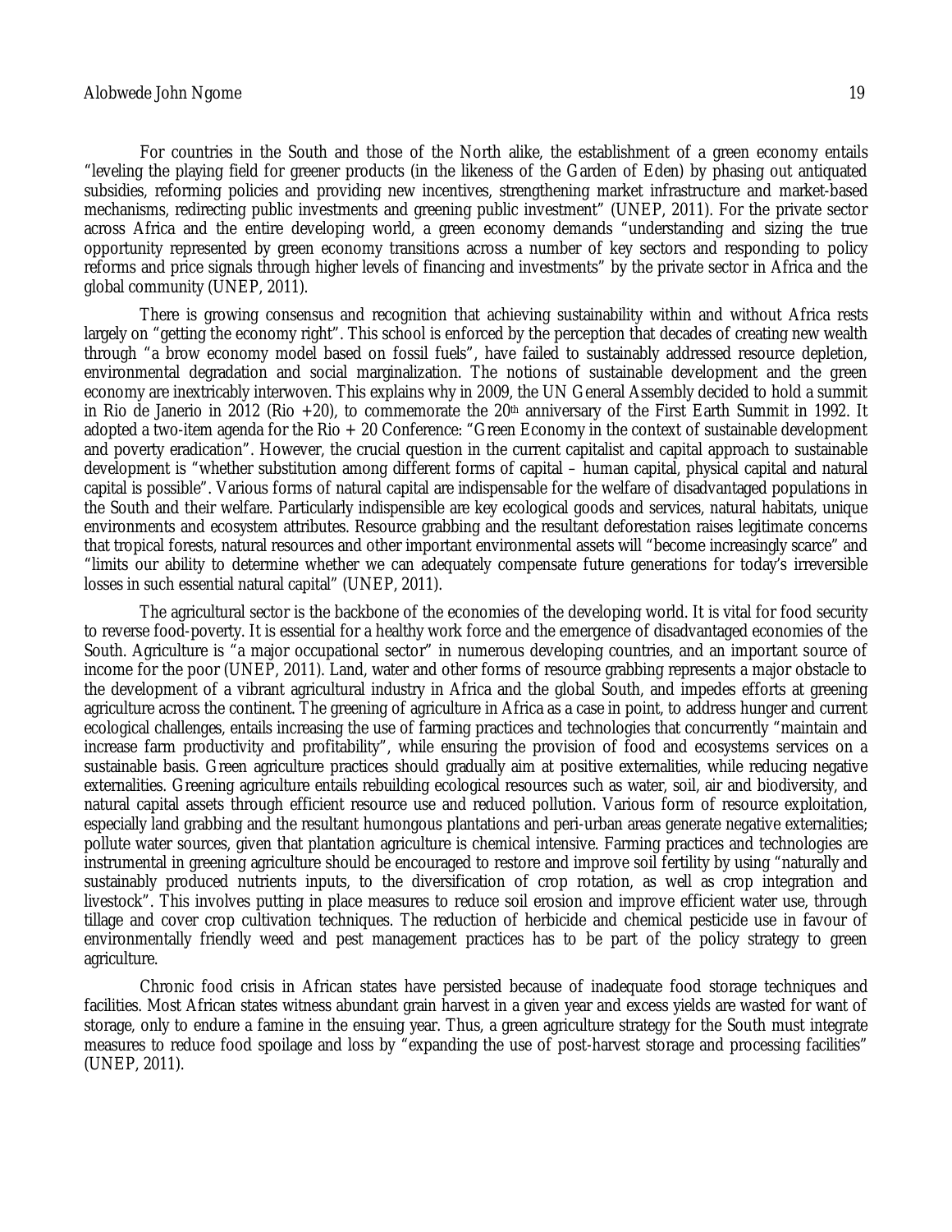For countries in the South and those of the North alike, the establishment of a green economy entails "leveling the playing field for greener products (in the likeness of the Garden of Eden) by phasing out antiquated subsidies, reforming policies and providing new incentives, strengthening market infrastructure and market-based mechanisms, redirecting public investments and greening public investment" (UNEP, 2011). For the private sector across Africa and the entire developing world, a green economy demands "understanding and sizing the true opportunity represented by green economy transitions across a number of key sectors and responding to policy reforms and price signals through higher levels of financing and investments" by the private sector in Africa and the global community (UNEP, 2011).

There is growing consensus and recognition that achieving sustainability within and without Africa rests largely on "getting the economy right". This school is enforced by the perception that decades of creating new wealth through "a brow economy model based on fossil fuels", have failed to sustainably addressed resource depletion, environmental degradation and social marginalization. The notions of sustainable development and the green economy are inextricably interwoven. This explains why in 2009, the UN General Assembly decided to hold a summit in Rio de Janerio in 2012 (Rio +20), to commemorate the 20th anniversary of the First Earth Summit in 1992. It adopted a two-item agenda for the Rio + 20 Conference: "Green Economy in the context of sustainable development and poverty eradication". However, the crucial question in the current capitalist and capital approach to sustainable development is "whether substitution among different forms of capital – human capital, physical capital and natural capital is possible". Various forms of natural capital are indispensable for the welfare of disadvantaged populations in the South and their welfare. Particularly indispensible are key ecological goods and services, natural habitats, unique environments and ecosystem attributes. Resource grabbing and the resultant deforestation raises legitimate concerns that tropical forests, natural resources and other important environmental assets will "become increasingly scarce" and "limits our ability to determine whether we can adequately compensate future generations for today's irreversible losses in such essential natural capital" (UNEP, 2011).

The agricultural sector is the backbone of the economies of the developing world. It is vital for food security to reverse food-poverty. It is essential for a healthy work force and the emergence of disadvantaged economies of the South. Agriculture is "a major occupational sector" in numerous developing countries, and an important source of income for the poor (UNEP, 2011). Land, water and other forms of resource grabbing represents a major obstacle to the development of a vibrant agricultural industry in Africa and the global South, and impedes efforts at greening agriculture across the continent. The greening of agriculture in Africa as a case in point, to address hunger and current ecological challenges, entails increasing the use of farming practices and technologies that concurrently "maintain and increase farm productivity and profitability", while ensuring the provision of food and ecosystems services on a sustainable basis. Green agriculture practices should gradually aim at positive externalities, while reducing negative externalities. Greening agriculture entails rebuilding ecological resources such as water, soil, air and biodiversity, and natural capital assets through efficient resource use and reduced pollution. Various form of resource exploitation, especially land grabbing and the resultant humongous plantations and peri-urban areas generate negative externalities; pollute water sources, given that plantation agriculture is chemical intensive. Farming practices and technologies are instrumental in greening agriculture should be encouraged to restore and improve soil fertility by using "naturally and sustainably produced nutrients inputs, to the diversification of crop rotation, as well as crop integration and livestock". This involves putting in place measures to reduce soil erosion and improve efficient water use, through tillage and cover crop cultivation techniques. The reduction of herbicide and chemical pesticide use in favour of environmentally friendly weed and pest management practices has to be part of the policy strategy to green agriculture.

Chronic food crisis in African states have persisted because of inadequate food storage techniques and facilities. Most African states witness abundant grain harvest in a given year and excess yields are wasted for want of storage, only to endure a famine in the ensuing year. Thus, a green agriculture strategy for the South must integrate measures to reduce food spoilage and loss by "expanding the use of post-harvest storage and processing facilities" (UNEP, 2011).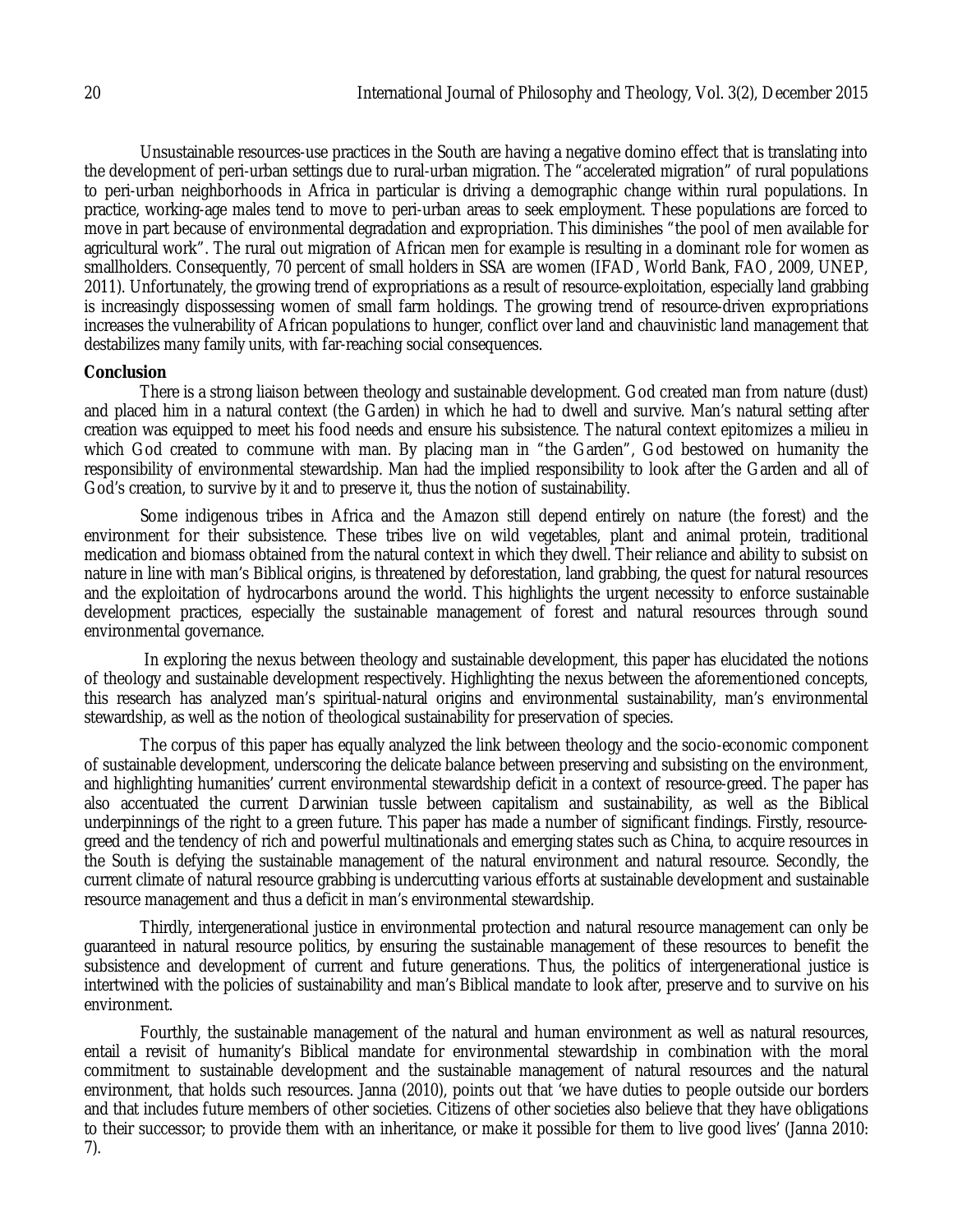Unsustainable resources-use practices in the South are having a negative domino effect that is translating into the development of peri-urban settings due to rural-urban migration. The "accelerated migration" of rural populations to peri-urban neighborhoods in Africa in particular is driving a demographic change within rural populations. In practice, working-age males tend to move to peri-urban areas to seek employment. These populations are forced to move in part because of environmental degradation and expropriation. This diminishes "the pool of men available for agricultural work". The rural out migration of African men for example is resulting in a dominant role for women as smallholders. Consequently, 70 percent of small holders in SSA are women (IFAD, World Bank, FAO, 2009, UNEP, 2011). Unfortunately, the growing trend of expropriations as a result of resource-exploitation, especially land grabbing is increasingly dispossessing women of small farm holdings. The growing trend of resource-driven expropriations increases the vulnerability of African populations to hunger, conflict over land and chauvinistic land management that destabilizes many family units, with far-reaching social consequences.

## Conclusion

There is a strong liaison between theology and sustainable development. God created man from nature (dust) and placed him in a natural context (the Garden) in which he had to dwell and survive. Man's natural setting after creation was equipped to meet his food needs and ensure his subsistence. The natural context epitomizes a milieu in which God created to commune with man. By placing man in "the Garden", God bestowed on humanity the responsibility of environmental stewardship. Man had the implied responsibility to look after the Garden and all of God's creation, to survive by it and to preserve it, thus the notion of sustainability.

Some indigenous tribes in Africa and the Amazon still depend entirely on nature (the forest) and the environment for their subsistence. These tribes live on wild vegetables, plant and animal protein, traditional medication and biomass obtained from the natural context in which they dwell. Their reliance and ability to subsist on nature in line with man's Biblical origins, is threatened by deforestation, land grabbing, the quest for natural resources and the exploitation of hydrocarbons around the world. This highlights the urgent necessity to enforce sustainable development practices, especially the sustainable management of forest and natural resources through sound environmental governance.

In exploring the nexus between theology and sustainable development, this paper has elucidated the notions of theology and sustainable development respectively. Highlighting the nexus between the aforementioned concepts, this research has analyzed man's spiritual-natural origins and environmental sustainability, man's environmental stewardship, as well as the notion of theological sustainability for preservation of species.

The corpus of this paper has equally analyzed the link between theology and the socio-economic component of sustainable development, underscoring the delicate balance between preserving and subsisting on the environment, and highlighting humanities' current environmental stewardship deficit in a context of resource-greed. The paper has also accentuated the current Darwinian tussle between capitalism and sustainability, as well as the Biblical underpinnings of the right to a green future. This paper has made a number of significant findings. Firstly, resource-greed and the tendency of rich and powerful multinationals and emerging states such as China, to acquire resources in the South is defying the sustainable management of the natural environment and natural resource. Secondly, the current climate of natural resource grabbing is undercutting various efforts at sustainable development and sustainable resource management and thus a deficit in man's environmental stewardship.

Thirdly, intergenerational justice in environmental protection and natural resource management can only be guaranteed in natural resource politics, by ensuring the sustainable management of these resources to benefit the subsistence and development of current and future generations. Thus, the politics of intergenerational justice is intertwined with the policies of sustainability and man's Biblical mandate to look after, preserve and to survive on his environment.

Fourthly, the sustainable management of the natural and human environment as well as natural resources, entail a revisit of humanity's Biblical mandate for environmental stewardship in combination with the moral commitment to sustainable development and the sustainable management of natural resources and the natural environment, that holds such resources. Janna (2010), points out that 'we have duties to people outside our borders and that includes future members of other societies. Citizens of other societies also believe that they have obligations to their successor; to provide them with an inheritance, or make it possible for them to live good lives' (Janna 2010: 7).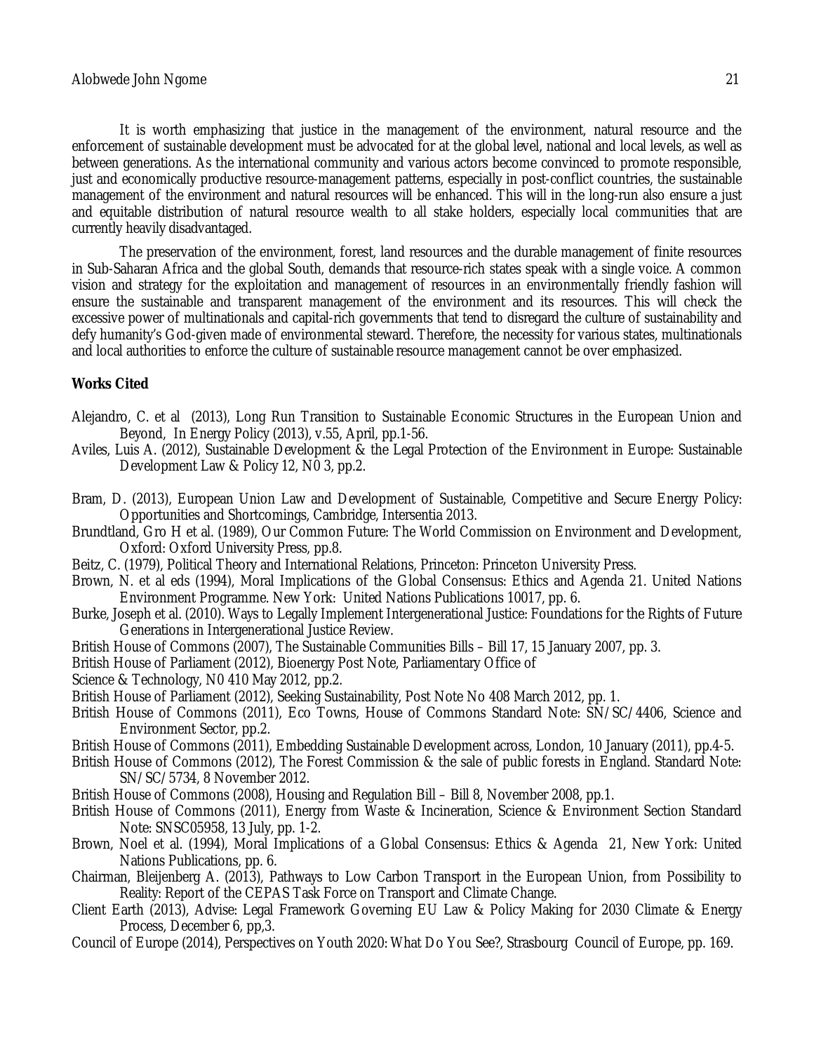It is worth emphasizing that justice in the management of the environment, natural resource and the enforcement of sustainable development must be advocated for at the global level, national and local levels, as well as between generations. As the international community and various actors become convinced to promote responsible, just and economically productive resource-management patterns, especially in post-conflict countries, the sustainable management of the environment and natural resources will be enhanced. This will in the long-run also ensure a just and equitable distribution of natural resource wealth to all stake holders, especially local communities that are currently heavily disadvantaged.

The preservation of the environment, forest, land resources and the durable management of finite resources in Sub-Saharan Africa and the global South, demands that resource-rich states speak with a single voice. A common vision and strategy for the exploitation and management of resources in an environmentally friendly fashion will ensure the sustainable and transparent management of the environment and its resources. This will check the excessive power of multinationals and capital-rich governments that tend to disregard the culture of sustainability and defy humanity's God-given made of environmental steward. Therefore, the necessity for various states, multinationals and local authorities to enforce the culture of sustainable resource management cannot be over emphasized.

**Works Cited**

Alejandro, C. et al (2013), Long Run Transition to Sustainable Economic Structures in the European Union and Beyond, In Energy Policy (2013), v.55, April, pp.1-56.

Aviles, Luis A. (2012), Sustainable Development & the Legal Protection of the Environment in Europe: Sustainable Development Law & Policy 12, N0 3, pp.2.

Bram, D. (2013), European Union Law and Development of Sustainable, Competitive and Secure Energy Policy: Opportunities and Shortcomings, Cambridge, Intersentia 2013.

Brundtland, Gro H et al. (1989), Our Common Future: The World Commission on Environment and Development, Oxford: Oxford University Press, pp.8.

Beitz, C. (1979), Political Theory and International Relations, Princeton: Princeton University Press.

Brown, N. et al eds (1994), Moral Implications of the Global Consensus: Ethics and Agenda 21. United Nations Environment Programme. New York: United Nations Publications 10017, pp. 6.

Burke, Joseph et al. (2010). Ways to Legally Implement Intergenerational Justice: Foundations for the Rights of Future Generations in Intergenerational Justice Review.

British House of Commons (2007), The Sustainable Communities Bills – Bill 17, 15 January 2007, pp. 3.

British House of Parliament (2012), Bioenergy Post Note, Parliamentary Office of

Science & Technology, N0 410 May 2012, pp.2.

British House of Parliament (2012), Seeking Sustainability, Post Note No 408 March 2012, pp. 1.

British House of Commons (2011), Eco Towns, House of Commons Standard Note: SN/SC/4406, Science and Environment Sector, pp.2.

British House of Commons (2011), Embedding Sustainable Development across, London, 10 January (2011), pp.4-5.

British House of Commons (2012), The Forest Commission & the sale of public forests in England. Standard Note: SN/SC/5734, 8 November 2012.

British House of Commons (2008), Housing and Regulation Bill – Bill 8, November 2008, pp.1.

British House of Commons (2011), Energy from Waste & Incineration, Science & Environment Section Standard Note: SNSC05958, 13 July, pp. 1-2.

Brown, Noel et al. (1994), Moral Implications of a Global Consensus: Ethics & Agenda 21, New York: United Nations Publications, pp. 6.

Chairman, Bleijenberg A. (2013), Pathways to Low Carbon Transport in the European Union, from Possibility to Reality: Report of the CEPAS Task Force on Transport and Climate Change.

Client Earth (2013), Advise: Legal Framework Governing EU Law & Policy Making for 2030 Climate & Energy Process, December 6, pp,3.

Council of Europe (2014), Perspectives on Youth 2020: What Do You See?, Strasbourg Council of Europe, pp. 169.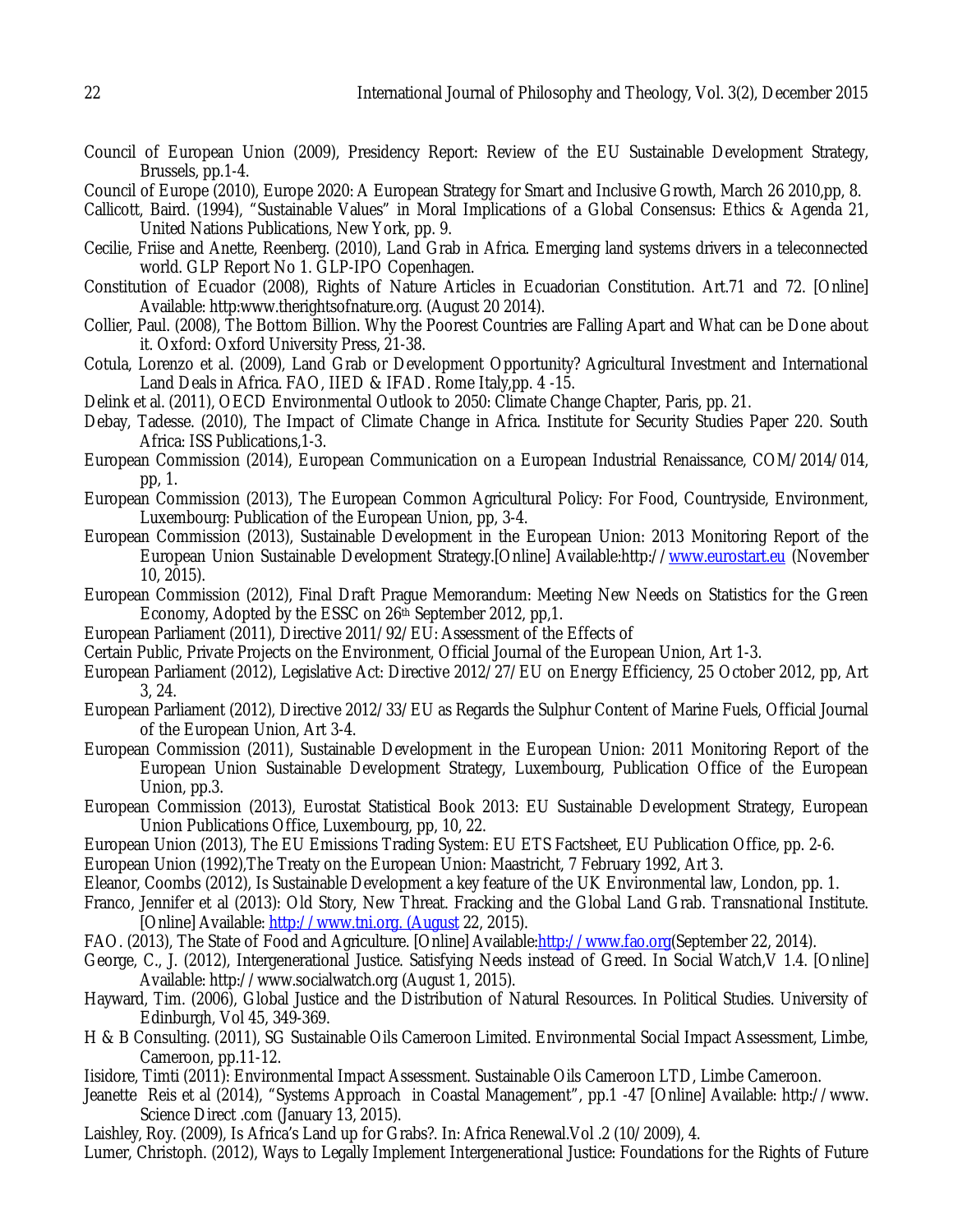Council of European Union (2009), Presidency Report: Review of the EU Sustainable Development Strategy, Brussels, pp.1-4.

Council of Europe (2010), Europe 2020: A European Strategy for Smart and Inclusive Growth, March 26 2010,pp, 8.

Callicott, Baird. (1994), "Sustainable Values" in Moral Implications of a Global Consensus: Ethics & Agenda 21, United Nations Publications, New York, pp. 9.

Cecilie, Friise and Anette, Reenberg. (2010), Land Grab in Africa. Emerging land systems drivers in a teleconnected world. GLP Report No 1. GLP-IPO Copenhagen.

Constitution of Ecuador (2008), Rights of Nature Articles in Ecuadorian Constitution. Art.71 and 72. [Online] Available: http:www.therightsofnature.org. (August 20 2014).

Collier, Paul. (2008), The Bottom Billion. Why the Poorest Countries are Falling Apart and What can be Done about it. Oxford: Oxford University Press, 21-38.

Cotula, Lorenzo et al. (2009), Land Grab or Development Opportunity? Agricultural Investment and International Land Deals in Africa. FAO, IIED & IFAD. Rome Italy,pp. 4 -15.

Delink et al. (2011), OECD Environmental Outlook to 2050: Climate Change Chapter, Paris, pp. 21.

Debay, Tadesse. (2010), The Impact of Climate Change in Africa. Institute for Security Studies Paper 220. South Africa: ISS Publications,1-3.

European Commission (2014), European Communication on a European Industrial Renaissance, COM/2014/014, pp, 1.

European Commission (2013), The European Common Agricultural Policy: For Food, Countryside, Environment, Luxembourg: Publication of the European Union, pp, 3-4.

European Commission (2013), Sustainable Development in the European Union: 2013 Monitoring Report of the European Union Sustainable Development Strategy.[Online] Available:http://www.eurostart.eu (November 10, 2015).

European Commission (2012), Final Draft Prague Memorandum: Meeting New Needs on Statistics for the Green Economy, Adopted by the ESSC on 26th September 2012, pp,1.

European Parliament (2011), Directive 2011/92/EU: Assessment of the Effects of

Certain Public, Private Projects on the Environment, Official Journal of the European Union, Art 1-3.

European Parliament (2012), Legislative Act: Directive 2012/27/EU on Energy Efficiency, 25 October 2012, pp, Art 3, 24.

European Parliament (2012), Directive 2012/33/EU as Regards the Sulphur Content of Marine Fuels, Official Journal of the European Union, Art 3-4.

European Commission (2011), Sustainable Development in the European Union: 2011 Monitoring Report of the European Union Sustainable Development Strategy, Luxembourg, Publication Office of the European Union, pp.3.

European Commission (2013), Eurostat Statistical Book 2013: EU Sustainable Development Strategy, European Union Publications Office, Luxembourg, pp, 10, 22.

European Union (2013), The EU Emissions Trading System: EU ETS Factsheet, EU Publication Office, pp. 2-6.

European Union (1992),The Treaty on the European Union: Maastricht, 7 February 1992, Art 3.

Eleanor, Coombs (2012), Is Sustainable Development a key feature of the UK Environmental law, London, pp. 1.

Franco, Jennifer et al (2013): Old Story, New Threat. Fracking and the Global Land Grab. Transnational Institute. [Online] Available: http://www.tni.org. (August 22, 2015).

FAO. (2013), The State of Food and Agriculture. [Online] Available:http://www.fao.org(September 22, 2014).

George, C., J. (2012), Intergenerational Justice. Satisfying Needs instead of Greed. In Social Watch,V 1.4. [Online] Available: http://www.socialwatch.org (August 1, 2015).

Hayward, Tim. (2006), Global Justice and the Distribution of Natural Resources. In Political Studies. University of Edinburgh, Vol 45, 349-369.

H & B Consulting. (2011), SG Sustainable Oils Cameroon Limited. Environmental Social Impact Assessment, Limbe, Cameroon, pp.11-12.

Iisidore, Timti (2011): Environmental Impact Assessment. Sustainable Oils Cameroon LTD, Limbe Cameroon.

Jeanette Reis et al (2014), "Systems Approach in Coastal Management", pp.1 -47 [Online] Available: http://www. Science Direct .com (January 13, 2015).

Laishley, Roy. (2009), Is Africa's Land up for Grabs?. In: Africa Renewal.Vol .2 (10/2009), 4.

Lumer, Christoph. (2012), Ways to Legally Implement Intergenerational Justice: Foundations for the Rights of Future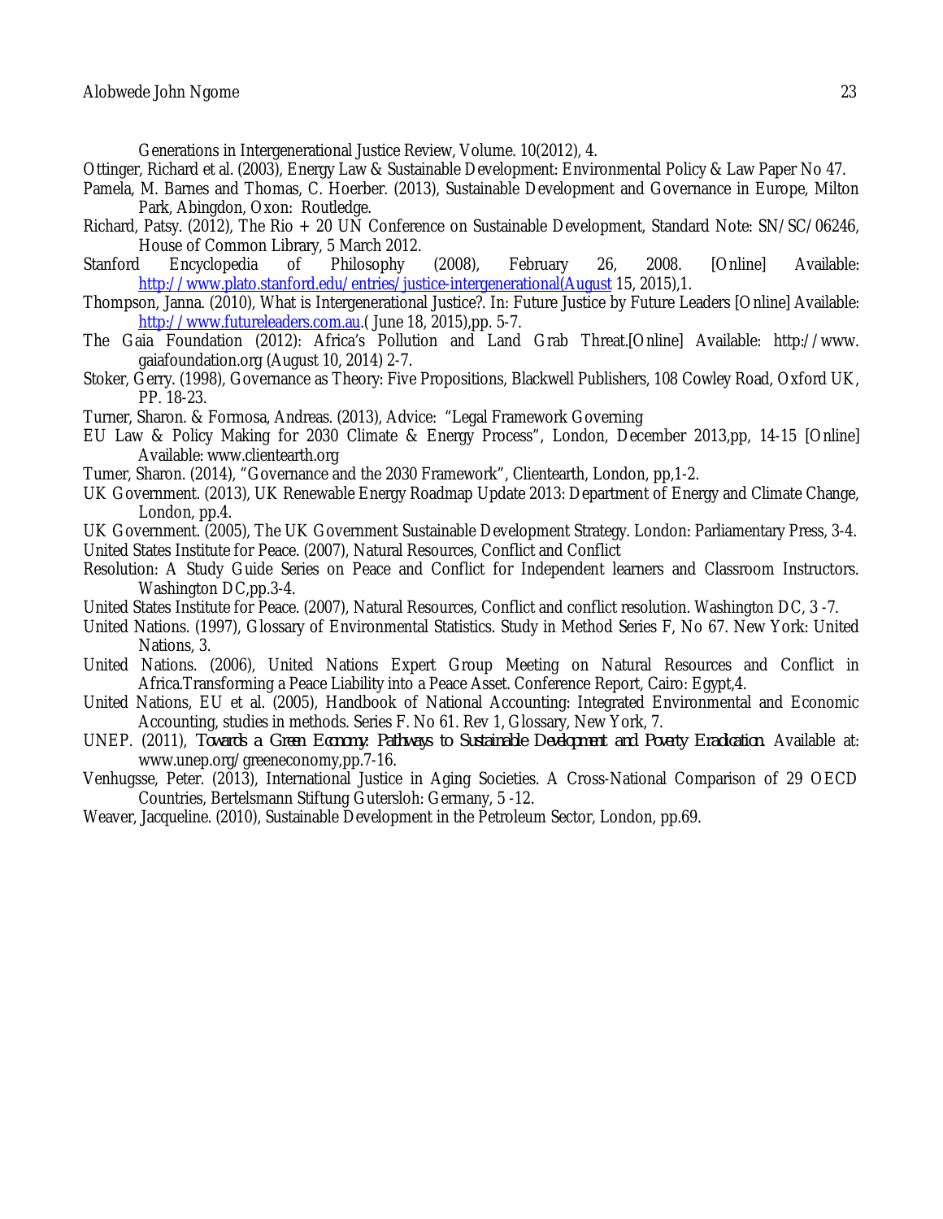Generations in Intergenerational Justice Review, Volume. 10(2012), 4.

Ottinger, Richard et al. (2003), Energy Law & Sustainable Development: Environmental Policy & Law Paper No 47.

Pamela, M. Barnes and Thomas, C. Hoerber. (2013), Sustainable Development and Governance in Europe, Milton Park, Abingdon, Oxon: Routledge.

Richard, Patsy. (2012), The Rio + 20 UN Conference on Sustainable Development, Standard Note: SN/SC/06246, House of Common Library, 5 March 2012.

Stanford Encyclopedia of Philosophy (2008), February 26, 2008. [Online] Available: http://www.plato.stanford.edu/entries/justice-intergenerational(August 15, 2015),1.

Thompson, Janna. (2010), What is Intergenerational Justice?. In: Future Justice by Future Leaders [Online] Available: http://www.futureleaders.com.au.( June 18, 2015),pp. 5-7.

The Gaia Foundation (2012): Africa's Pollution and Land Grab Threat.[Online] Available: http://www. gaiafoundation.org (August 10, 2014) 2-7.

Stoker, Gerry. (1998), Governance as Theory: Five Propositions, Blackwell Publishers, 108 Cowley Road, Oxford UK, PP. 18-23.

Turner, Sharon. & Formosa, Andreas. (2013), Advice: "Legal Framework Governing

EU Law & Policy Making for 2030 Climate & Energy Process", London, December 2013,pp, 14-15 [Online] Available: www.clientearth.org

Tumer, Sharon. (2014), "Governance and the 2030 Framework", Clientearth, London, pp,1-2.

UK Government. (2013), UK Renewable Energy Roadmap Update 2013: Department of Energy and Climate Change, London, pp.4.

UK Government. (2005), The UK Government Sustainable Development Strategy. London: Parliamentary Press, 3-4.

United States Institute for Peace. (2007), Natural Resources, Conflict and Conflict

Resolution: A Study Guide Series on Peace and Conflict for Independent learners and Classroom Instructors. Washington DC,pp.3-4.

United States Institute for Peace. (2007), Natural Resources, Conflict and conflict resolution. Washington DC, 3 -7.

United Nations. (1997), Glossary of Environmental Statistics. Study in Method Series F, No 67. New York: United Nations, 3.

United Nations. (2006), United Nations Expert Group Meeting on Natural Resources and Conflict in Africa.Transforming a Peace Liability into a Peace Asset. Conference Report, Cairo: Egypt,4.

United Nations, EU et al. (2005), Handbook of National Accounting: Integrated Environmental and Economic Accounting, studies in methods. Series F. No 61. Rev 1, Glossary, New York, 7.

UNEP. (2011), *Towards a Green Economy: Pathways to Sustainable Development and Poverty Eradication*. Available at: www.unep.org/greeneconomy,pp.7-16.

Venhugsse, Peter. (2013), International Justice in Aging Societies. A Cross-National Comparison of 29 OECD Countries, Bertelsmann Stiftung Gutersloh: Germany, 5 -12.

Weaver, Jacqueline. (2010), Sustainable Development in the Petroleum Sector, London, pp.69.